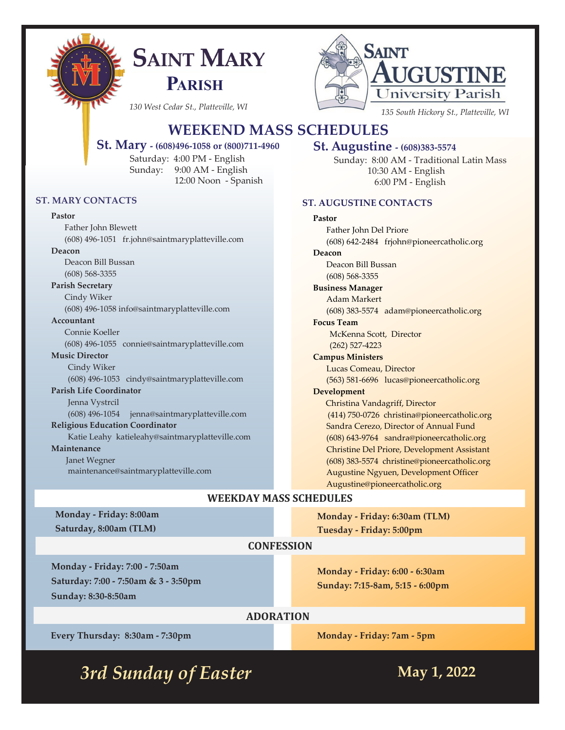# Saint Mary Parish

*130 West Cedar St., Platteville, WI*

# Saint Augustine University Parish

*135 South Hickory St., Platteville, WI*

## WEEKEND MASS SCHEDULES

### St. Mary - (608)496-1058 or (800)711-4960

Saturday: 4:00 PM - English
Sunday: 9:00 AM - English
12:00 Noon - Spanish

### ST. MARY CONTACTS

**Pastor**
Father John Blewett
(608) 496-1051 fr.john@saintmaryplatteville.com

**Deacon**
Deacon Bill Bussan
(608) 568-3355

**Parish Secretary**
Cindy Wiker
(608) 496-1058 info@saintmaryplatteville.com

**Accountant**
Connie Koeller
(608) 496-1055 connie@saintmaryplatteville.com

**Music Director**
Cindy Wiker
(608) 496-1053 cindy@saintmaryplatteville.com

**Parish Life Coordinator**
Jenna Vystrcil
(608) 496-1054 jenna@saintmaryplatteville.com

**Religious Education Coordinator**
Katie Leahy katieleahy@saintmaryplatteville.com

**Maintenance**
Janet Wegner
maintenance@saintmaryplatteville.com

### St. Augustine - (608)383-5574

Sunday: 8:00 AM - Traditional Latin Mass
10:30 AM - English
6:00 PM - English

### ST. AUGUSTINE CONTACTS

**Pastor**
Father John Del Priore
(608) 642-2484 frjohn@pioneercatholic.org

**Deacon**
Deacon Bill Bussan
(608) 568-3355

**Business Manager**
Adam Markert
(608) 383-5574 adam@pioneercatholic.org

**Focus Team**
McKenna Scott, Director
(262) 527-4223

**Campus Ministers**
Lucas Comeau, Director
(563) 581-6696 lucas@pioneercatholic.org

**Development**
Christina Vandagriff, Director
(414) 750-0726 christina@pioneercatholic.org
Sandra Cerezo, Director of Annual Fund
(608) 643-9764 sandra@pioneercatholic.org
Christine Del Priore, Development Assistant
(608) 383-5574 christine@pioneercatholic.org
Augustine Ngyuen, Development Officer
Augustine@pioneercatholic.org

## WEEKDAY MASS SCHEDULES

**St. Mary:**
**Monday - Friday: 8:00am**
**Saturday, 8:00am (TLM)**

**St. Augustine:**
**Monday - Friday: 6:30am (TLM)**
**Tuesday - Friday: 5:00pm**

## CONFESSION

**St. Mary:**
**Monday - Friday: 7:00 - 7:50am**
**Saturday: 7:00 - 7:50am & 3 - 3:50pm**
**Sunday: 8:30-8:50am**

**St. Augustine:**
**Monday - Friday: 6:00 - 6:30am**
**Sunday: 7:15-8am, 5:15 - 6:00pm**

## ADORATION

**St. Mary:**
**Every Thursday: 8:30am - 7:30pm**

**St. Augustine:**
**Monday - Friday: 7am - 5pm**

*3rd Sunday of Easter* — **May 1, 2022**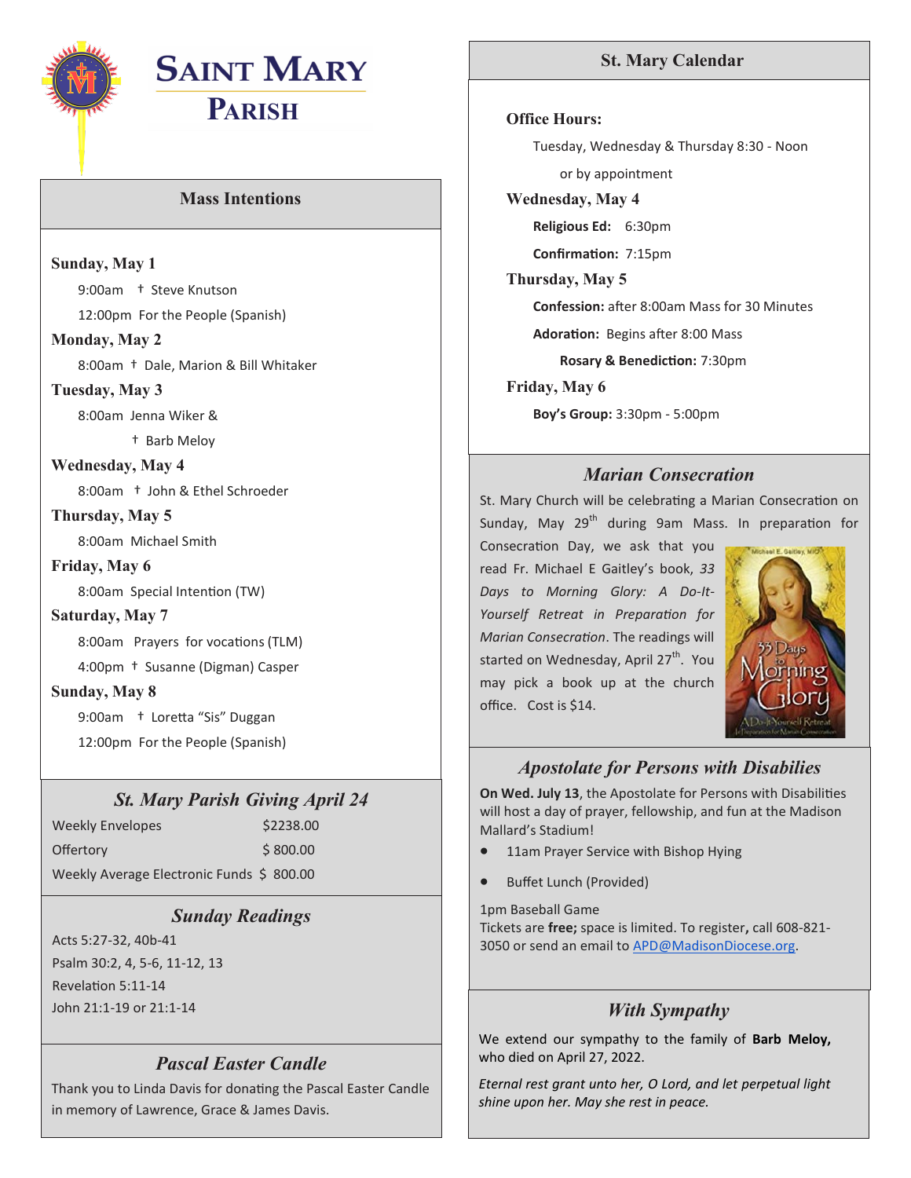# SAINT MARY PARISH

## Mass Intentions

**Sunday, May 1**

9:00am † Steve Knutson

12:00pm For the People (Spanish)

**Monday, May 2**

8:00am † Dale, Marion & Bill Whitaker

**Tuesday, May 3**

8:00am Jenna Wiker &

† Barb Meloy

**Wednesday, May 4**

8:00am † John & Ethel Schroeder

**Thursday, May 5**

8:00am Michael Smith

**Friday, May 6**

8:00am Special Intention (TW)

**Saturday, May 7**

8:00am Prayers for vocations (TLM)

4:00pm † Susanne (Digman) Casper

**Sunday, May 8**

9:00am † Loretta "Sis" Duggan

12:00pm For the People (Spanish)

## *St. Mary Parish Giving April 24*

| | |
|---|---|
| Weekly Envelopes | $2238.00 |
| Offertory | $ 800.00 |
| Weekly Average Electronic Funds | $ 800.00 |

## *Sunday Readings*

Acts 5:27-32, 40b-41

Psalm 30:2, 4, 5-6, 11-12, 13

Revelation 5:11-14

John 21:1-19 or 21:1-14

## *Pascal Easter Candle*

Thank you to Linda Davis for donating the Pascal Easter Candle in memory of Lawrence, Grace & James Davis.

## St. Mary Calendar

**Office Hours:**

Tuesday, Wednesday & Thursday 8:30 - Noon

or by appointment

**Wednesday, May 4**

**Religious Ed:** 6:30pm

**Confirmation:** 7:15pm

**Thursday, May 5**

**Confession:** after 8:00am Mass for 30 Minutes

**Adoration:** Begins after 8:00 Mass

**Rosary & Benediction:** 7:30pm

**Friday, May 6**

**Boy's Group:** 3:30pm - 5:00pm

## *Marian Consecration*

St. Mary Church will be celebrating a Marian Consecration on Sunday, May 29th during 9am Mass. In preparation for Consecration Day, we ask that you read Fr. Michael E Gaitley's book, *33 Days to Morning Glory: A Do-It-Yourself Retreat in Preparation for Marian Consecration*. The readings will started on Wednesday, April 27th. You may pick a book up at the church office. Cost is $14.

## *Apostolate for Persons with Disabilies*

**On Wed. July 13**, the Apostolate for Persons with Disabilities will host a day of prayer, fellowship, and fun at the Madison Mallard's Stadium!

- 11am Prayer Service with Bishop Hying
- Buffet Lunch (Provided)

1pm Baseball Game

Tickets are **free;** space is limited. To register**,** call 608-821-3050 or send an email to APD@MadisonDiocese.org.

## *With Sympathy*

We extend our sympathy to the family of **Barb Meloy,** who died on April 27, 2022.

*Eternal rest grant unto her, O Lord, and let perpetual light shine upon her. May she rest in peace.*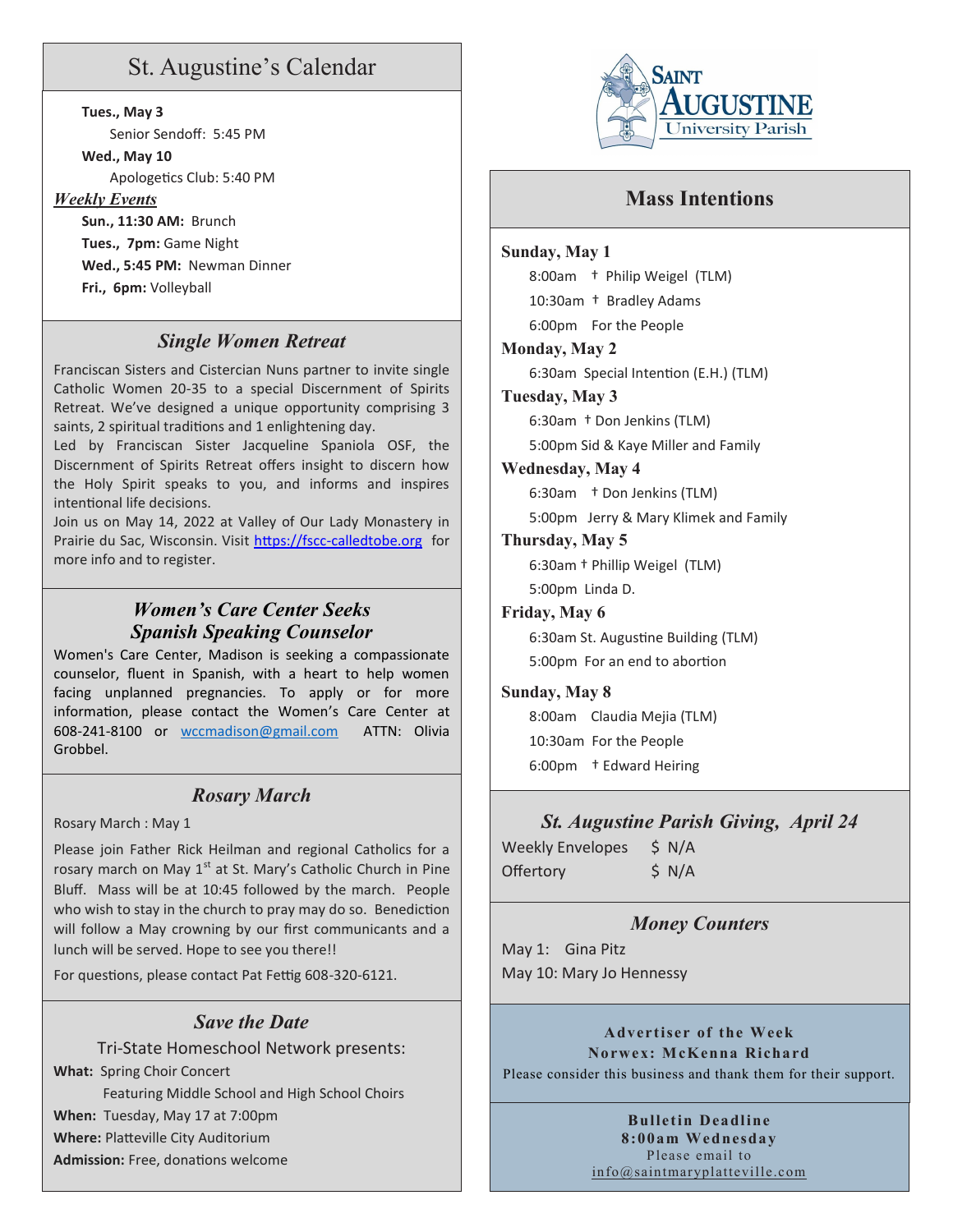## St. Augustine's Calendar

**Tues., May 3**
Senior Sendoff: 5:45 PM

**Wed., May 10**
Apologetics Club: 5:40 PM

***Weekly Events***

**Sun., 11:30 AM:** Brunch
**Tues., 7pm:** Game Night
**Wed., 5:45 PM:** Newman Dinner
**Fri., 6pm:** Volleyball

## *Single Women Retreat*

Franciscan Sisters and Cistercian Nuns partner to invite single Catholic Women 20-35 to a special Discernment of Spirits Retreat. We've designed a unique opportunity comprising 3 saints, 2 spiritual traditions and 1 enlightening day.

Led by Franciscan Sister Jacqueline Spaniola OSF, the Discernment of Spirits Retreat offers insight to discern how the Holy Spirit speaks to you, and informs and inspires intentional life decisions.

Join us on May 14, 2022 at Valley of Our Lady Monastery in Prairie du Sac, Wisconsin. Visit https://fscc-calledtobe.org for more info and to register.

## *Women's Care Center Seeks Spanish Speaking Counselor*

Women's Care Center, Madison is seeking a compassionate counselor, fluent in Spanish, with a heart to help women facing unplanned pregnancies. To apply or for more information, please contact the Women's Care Center at 608-241-8100 or wccmadison@gmail.com ATTN: Olivia Grobbel.

## *Rosary March*

Rosary March : May 1

Please join Father Rick Heilman and regional Catholics for a rosary march on May 1st at St. Mary's Catholic Church in Pine Bluff. Mass will be at 10:45 followed by the march. People who wish to stay in the church to pray may do so. Benediction will follow a May crowning by our first communicants and a lunch will be served. Hope to see you there!!

For questions, please contact Pat Fettig 608-320-6121.

## *Save the Date*

Tri-State Homeschool Network presents:

**What:** Spring Choir Concert
Featuring Middle School and High School Choirs
**When:** Tuesday, May 17 at 7:00pm
**Where:** Platteville City Auditorium
**Admission:** Free, donations welcome

SAINT AUGUSTINE University Parish

## Mass Intentions

**Sunday, May 1**
8:00am † Philip Weigel (TLM)
10:30am † Bradley Adams
6:00pm For the People

**Monday, May 2**
6:30am Special Intention (E.H.) (TLM)

**Tuesday, May 3**
6:30am † Don Jenkins (TLM)
5:00pm Sid & Kaye Miller and Family

**Wednesday, May 4**
6:30am † Don Jenkins (TLM)
5:00pm Jerry & Mary Klimek and Family

**Thursday, May 5**
6:30am † Phillip Weigel (TLM)
5:00pm Linda D.

**Friday, May 6**
6:30am St. Augustine Building (TLM)
5:00pm For an end to abortion

**Sunday, May 8**
8:00am Claudia Mejia (TLM)
10:30am For the People
6:00pm † Edward Heiring

## *St. Augustine Parish Giving, April 24*

| | |
|---|---|
| Weekly Envelopes | $ N/A |
| Offertory | $ N/A |

## *Money Counters*

May 1: Gina Pitz
May 10: Mary Jo Hennessy

**Advertiser of the Week**
**Norwex: McKenna Richard**
Please consider this business and thank them for their support.

**Bulletin Deadline**
**8:00am Wednesday**
Please email to
info@saintmaryplatteville.com